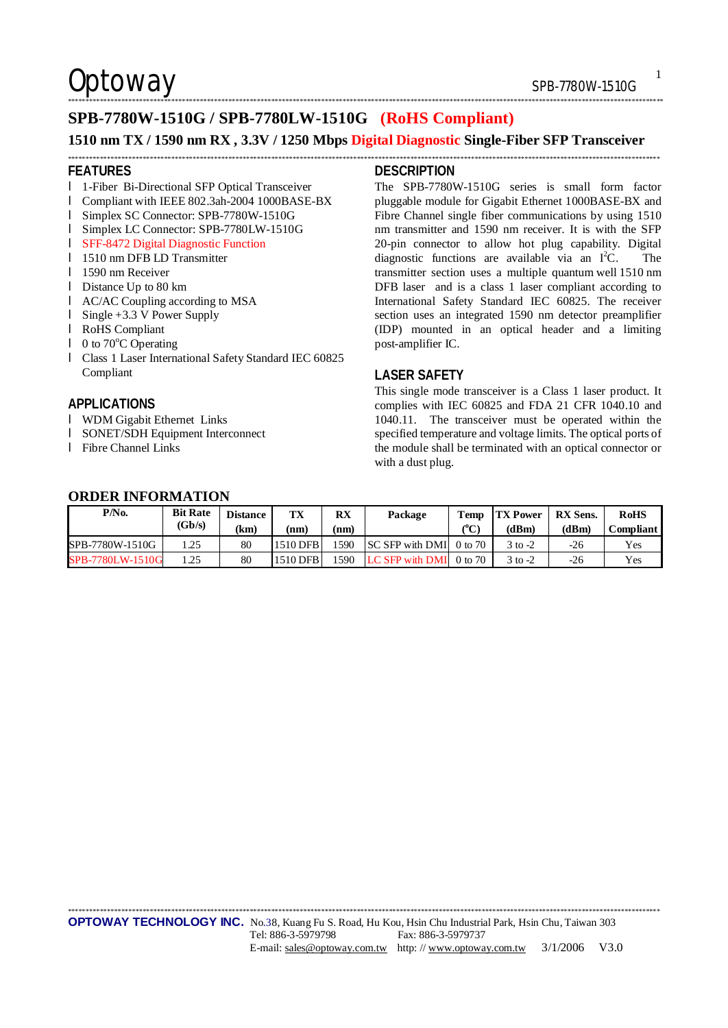# SPB-7780W-1510G / SPB-7780LW-1510G (RoHS Compliant)

## 1510 nm TX / 1590 nm RX , 3.3V / 1250 Mbps Digital Diagnostic Single-Fiber SFP Transceiver

### FEATURES

- 1-Fiber Bi-Directional SFP Optical Transceiver
- Compliant with IEEE 802.3ah-2004 1000BASE-BX
- Simplex SC Connector: SPB-7780W-1510G
- Simplex LC Connector: SPB-7780LW-1510G
- SFF-8472 Digital Diagnostic Function
- 1510 nm DFB LD Transmitter
- 1590 nm Receiver
- Distance Up to 80 km
- AC/AC Coupling according to MSA
- Single +3.3 V Power Supply
- RoHS Compliant
- 0 to 70°C Operating
- Class 1 Laser International Safety Standard IEC 60825 Compliant

### APPLICATIONS

- WDM Gigabit Ethernet Links
- SONET/SDH Equipment Interconnect
- Fibre Channel Links

### DESCRIPTION

The SPB-7780W-1510G series is small form factor pluggable module for Gigabit Ethernet 1000BASE-BX and Fibre Channel single fiber communications by using 1510 nm transmitter and 1590 nm receiver. It is with the SFP 20-pin connector to allow hot plug capability. Digital diagnostic functions are available via an I²C. The transmitter section uses a multiple quantum well 1510 nm DFB laser and is a class 1 laser compliant according to International Safety Standard IEC 60825. The receiver section uses an integrated 1590 nm detector preamplifier (IDP) mounted in an optical header and a limiting post-amplifier IC.

### LASER SAFETY

This single mode transceiver is a Class 1 laser product. It complies with IEC 60825 and FDA 21 CFR 1040.10 and 1040.11. The transceiver must be operated within the specified temperature and voltage limits. The optical ports of the module shall be terminated with an optical connector or with a dust plug.

### ORDER INFORMATION

| P/No. | Bit Rate (Gb/s) | Distance (km) | TX (nm) | RX (nm) | Package | Temp (°C) | TX Power (dBm) | RX Sens. (dBm) | RoHS Compliant |
|---|---|---|---|---|---|---|---|---|---|
| SPB-7780W-1510G | 1.25 | 80 | 1510 DFB | 1590 | SC SFP with DMI | 0 to 70 | 3 to -2 | -26 | Yes |
| SPB-7780LW-1510G | 1.25 | 80 | 1510 DFB | 1590 | LC SFP with DMI | 0 to 70 | 3 to -2 | -26 | Yes |

**OPTOWAY TECHNOLOGY INC.** No.38, Kuang Fu S. Road, Hu Kou, Hsin Chu Industrial Park, Hsin Chu, Taiwan 303
Tel: 886-3-5979798 Fax: 886-3-5979737
E-mail: sales@optoway.com.tw http: // www.optoway.com.tw 3/1/2006 V3.0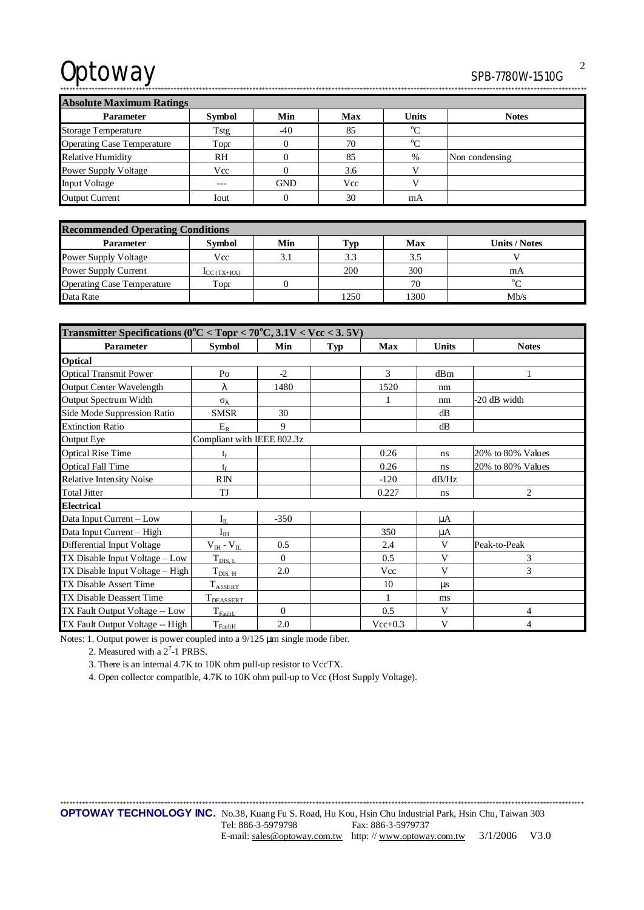| Absolute Maximum Ratings | | | | | |
|---|---|---|---|---|---|
| **Parameter** | **Symbol** | **Min** | **Max** | **Units** | **Notes** |
| Storage Temperature | Tstg | -40 | 85 | °C | |
| Operating Case Temperature | Topr | 0 | 70 | °C | |
| Relative Humidity | RH | 0 | 85 | % | Non condensing |
| Power Supply Voltage | Vcc | 0 | 3.6 | V | |
| Input Voltage | --- | GND | Vcc | V | |
| Output Current | Iout | 0 | 30 | mA | |

| Recommended Operating Conditions | | | | | |
|---|---|---|---|---|---|
| **Parameter** | **Symbol** | **Min** | **Typ** | **Max** | **Units / Notes** |
| Power Supply Voltage | Vcc | 3.1 | 3.3 | 3.5 | V |
| Power Supply Current | $I_{CC(TX+RX)}$ | | 200 | 300 | mA |
| Operating Case Temperature | Topr | 0 | | 70 | °C |
| Data Rate | | | 1250 | 1300 | Mb/s |

| Transmitter Specifications (0°C < Topr < 70°C, 3.1V < Vcc < 3. 5V) | | | | | | |
|---|---|---|---|---|---|---|
| **Parameter** | **Symbol** | **Min** | **Typ** | **Max** | **Units** | **Notes** |
| **Optical** | | | | | | |
| Optical Transmit Power | Po | -2 | | 3 | dBm | 1 |
| Output Center Wavelength | $\lambda$ | 1480 | | 1520 | nm | |
| Output Spectrum Width | $\sigma_\lambda$ | | | 1 | nm | -20 dB width |
| Side Mode Suppression Ratio | SMSR | 30 | | | dB | |
| Extinction Ratio | $E_R$ | 9 | | | dB | |
| Output Eye | Compliant with IEEE 802.3z | | | | | |
| Optical Rise Time | $t_r$ | | | 0.26 | ns | 20% to 80% Values |
| Optical Fall Time | $t_f$ | | | 0.26 | ns | 20% to 80% Values |
| Relative Intensity Noise | RIN | | | -120 | dB/Hz | |
| Total Jitter | TJ | | | 0.227 | ns | 2 |
| **Electrical** | | | | | | |
| Data Input Current – Low | $I_{IL}$ | -350 | | | μA | |
| Data Input Current – High | $I_{IH}$ | | | 350 | μA | |
| Differential Input Voltage | $V_{IH} - V_{IL}$ | 0.5 | | 2.4 | V | Peak-to-Peak |
| TX Disable Input Voltage – Low | $T_{DIS, L}$ | 0 | | 0.5 | V | 3 |
| TX Disable Input Voltage – High | $T_{DIS, H}$ | 2.0 | | Vcc | V | 3 |
| TX Disable Assert Time | $T_{ASSERT}$ | | | 10 | μs | |
| TX Disable Deassert Time | $T_{DEASSERT}$ | | | 1 | ms | |
| TX Fault Output Voltage -- Low | $T_{FaultL}$ | 0 | | 0.5 | V | 4 |
| TX Fault Output Voltage -- High | $T_{FaultH}$ | 2.0 | | Vcc+0.3 | V | 4 |

Notes: 1. Output power is power coupled into a 9/125 μm single mode fiber.

2. Measured with a $2^7$-1 PRBS.

3. There is an internal 4.7K to 10K ohm pull-up resistor to VccTX.

4. Open collector compatible, 4.7K to 10K ohm pull-up to Vcc (Host Supply Voltage).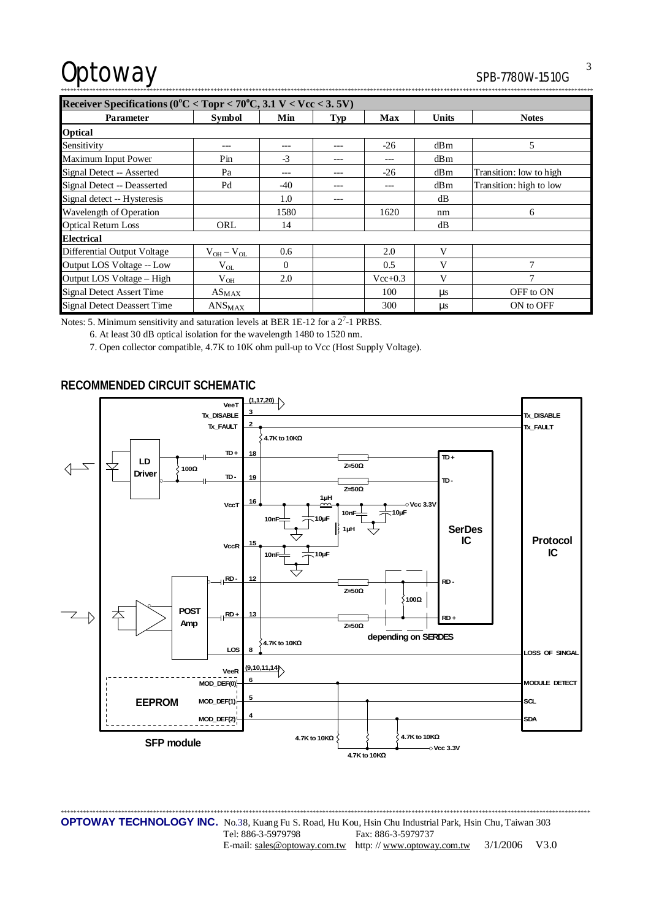| Receiver Specifications (0°C < Topr < 70°C, 3.1 V < Vcc < 3. 5V) | | | | | | |
|---|---|---|---|---|---|---|
| **Parameter** | **Symbol** | **Min** | **Typ** | **Max** | **Units** | **Notes** |
| **Optical** | | | | | | |
| Sensitivity | --- | --- | --- | -26 | dBm | 5 |
| Maximum Input Power | Pin | -3 | --- | --- | dBm | |
| Signal Detect -- Asserted | Pa | --- | --- | -26 | dBm | Transition: low to high |
| Signal Detect -- Deasserted | Pd | -40 | --- | --- | dBm | Transition: high to low |
| Signal detect -- Hysteresis | | 1.0 | --- | | dB | |
| Wavelength of Operation | | 1580 | | 1620 | nm | 6 |
| Optical Return Loss | ORL | 14 | | | dB | |
| **Electrical** | | | | | | |
| Differential Output Voltage | $V_{OH} - V_{OL}$ | 0.6 | | 2.0 | V | |
| Output LOS Voltage -- Low | $V_{OL}$ | 0 | | 0.5 | V | 7 |
| Output LOS Voltage – High | $V_{OH}$ | 2.0 | | Vcc+0.3 | V | 7 |
| Signal Detect Assert Time | $AS_{MAX}$ | | | 100 | µs | OFF to ON |
| Signal Detect Deassert Time | $ANS_{MAX}$ | | | 300 | µs | ON to OFF |

Notes: 5. Minimum sensitivity and saturation levels at BER 1E-12 for a $2^7$-1 PRBS.

6. At least 30 dB optical isolation for the wavelength 1480 to 1520 nm.

7. Open collector compatible, 4.7K to 10K ohm pull-up to Vcc (Host Supply Voltage).

## RECOMMENDED CIRCUIT SCHEMATIC

VeeT (1,17,20); Tx_DISABLE 3; Tx_FAULT 2; 4.7K to 10KΩ; LD Driver; 100Ω; TD+ 18; TD- 19; Z=50Ω; Z=50Ω; VccT 16; 1µH; Vcc 3.3V; 10nF; 10µF; 10nF; 10µF; 1µH; VccR 15; 10nF; 10µF; SerDes IC; Protocol IC; RD- 12; RD+ 13; POST Amp; Z=50Ω; Z=50Ω; 100Ω; depending on SERDES; 4.7K to 10KΩ; LOS 8; LOSS OF SINGAL; VeeR (9,10,11,14); MOD_DEF(0) 6; MODULE DETECT; EEPROM; MOD_DEF(1) 5; SCL; MOD_DEF(2) 4; SDA; 4.7K to 10KΩ; 4.7K to 10KΩ; 4.7K to 10KΩ; Vcc 3.3V; SFP module; TD+; TD-; RD-; RD+; TX_DISABLE; TX_FAULT

**OPTOWAY TECHNOLOGY INC.** No.38, Kuang Fu S. Road, Hu Kou, Hsin Chu Industrial Park, Hsin Chu, Taiwan 303
Tel: 886-3-5979798 Fax: 886-3-5979737
E-mail: sales@optoway.com.tw http: // www.optoway.com.tw 3/1/2006 V3.0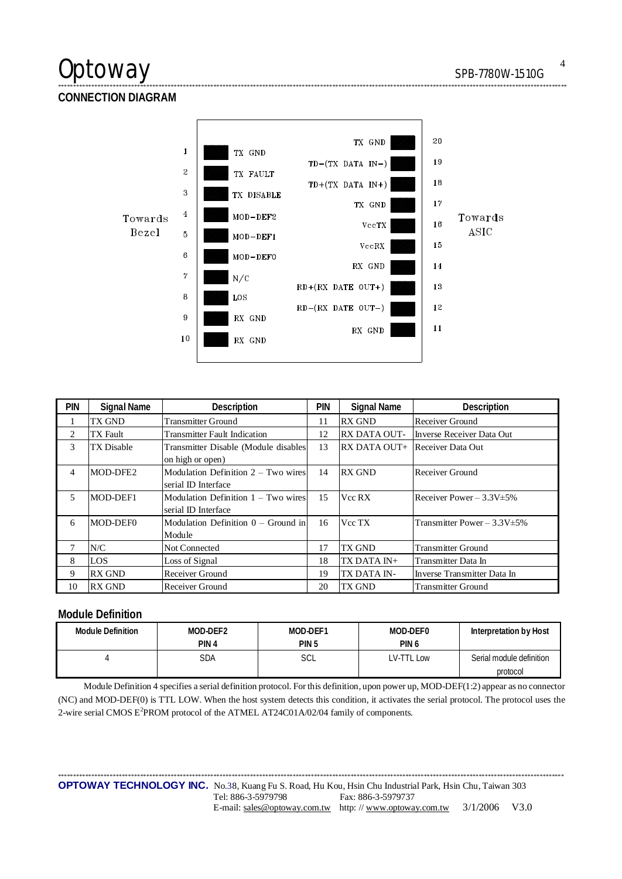## CONNECTION DIAGRAM

Towards Bezel

| Pin | Signal | Signal | Pin |
|---|---|---|---|
| 1 | TX GND | TX GND | 20 |
| 2 | TX FAULT | TD−(TX DATA IN−) | 19 |
| 3 | TX DISABLE | TD+(TX DATA IN+) | 18 |
| 4 | MOD−DEF2 | TX GND | 17 |
| 5 | MOD−DEF1 | VccTX | 16 |
| 6 | MOD−DEF0 | VccRX | 15 |
| 7 | N/C | RX GND | 14 |
| 8 | LOS | RD+(RX DATE OUT+) | 13 |
| 9 | RX GND | RD−(RX DATE OUT−) | 12 |
| 10 | RX GND | RX GND | 11 |

Towards ASIC

| PIN | Signal Name | Description | PIN | Signal Name | Description |
|---|---|---|---|---|---|
| 1 | TX GND | Transmitter Ground | 11 | RX GND | Receiver Ground |
| 2 | TX Fault | Transmitter Fault Indication | 12 | RX DATA OUT- | Inverse Receiver Data Out |
| 3 | TX Disable | Transmitter Disable (Module disables on high or open) | 13 | RX DATA OUT+ | Receiver Data Out |
| 4 | MOD-DFE2 | Modulation Definition 2 – Two wires serial ID Interface | 14 | RX GND | Receiver Ground |
| 5 | MOD-DEF1 | Modulation Definition 1 – Two wires serial ID Interface | 15 | Vcc RX | Receiver Power – 3.3V±5% |
| 6 | MOD-DEF0 | Modulation Definition 0 – Ground in Module | 16 | Vcc TX | Transmitter Power – 3.3V±5% |
| 7 | N/C | Not Connected | 17 | TX GND | Transmitter Ground |
| 8 | LOS | Loss of Signal | 18 | TX DATA IN+ | Transmitter Data In |
| 9 | RX GND | Receiver Ground | 19 | TX DATA IN- | Inverse Transmitter Data In |
| 10 | RX GND | Receiver Ground | 20 | TX GND | Transmitter Ground |

## Module Definition

| Module Definition | MOD-DEF2 PIN 4 | MOD-DEF1 PIN 5 | MOD-DEF0 PIN 6 | Interpretation by Host |
|---|---|---|---|---|
| 4 | SDA | SCL | LV-TTL Low | Serial module definition protocol |

Module Definition 4 specifies a serial definition protocol. For this definition, upon power up, MOD-DEF(1:2) appear as no connector (NC) and MOD-DEF(0) is TTL LOW. When the host system detects this condition, it activates the serial protocol. The protocol uses the 2-wire serial CMOS $E^2$PROM protocol of the ATMEL AT24C01A/02/04 family of components.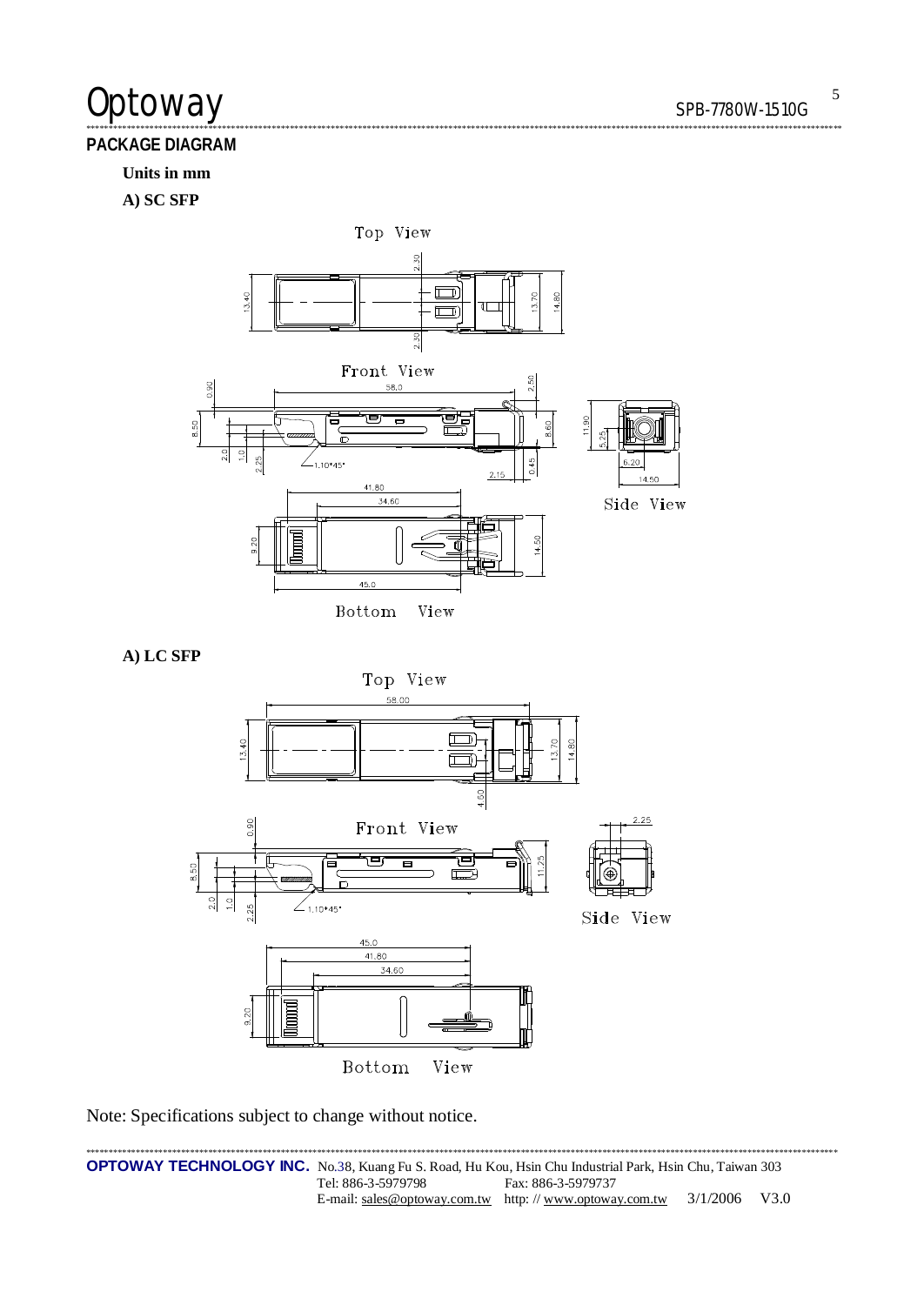## PACKAGE DIAGRAM

**Units in mm**

**A) SC SFP**

Top View

2.30
13.40
13.70
14.80
2.30

Front View

58.0
0.90
2.50
8.50
8.60
2.0
1.0
2.25
1.10*45°
2.15
0.45

11.90
5.25
6.20
14.50

Side View

41.80
34.60
9.20
14.50
45.0

Bottom View

**A) LC SFP**

Top View

58.00
13.40
13.70
14.80
4.60

Front View

0.90
8.50
11.25
2.0
1.0
2.25
1.10*45°

2.25

Side View

45.0
41.80
34.60
9.20

Bottom View

Note: Specifications subject to change without notice.

**OPTOWAY TECHNOLOGY INC.** No.38, Kuang Fu S. Road, Hu Kou, Hsin Chu Industrial Park, Hsin Chu, Taiwan 303
Tel: 886-3-5979798 Fax: 886-3-5979737
E-mail: sales@optoway.com.tw http: // www.optoway.com.tw 3/1/2006 V3.0